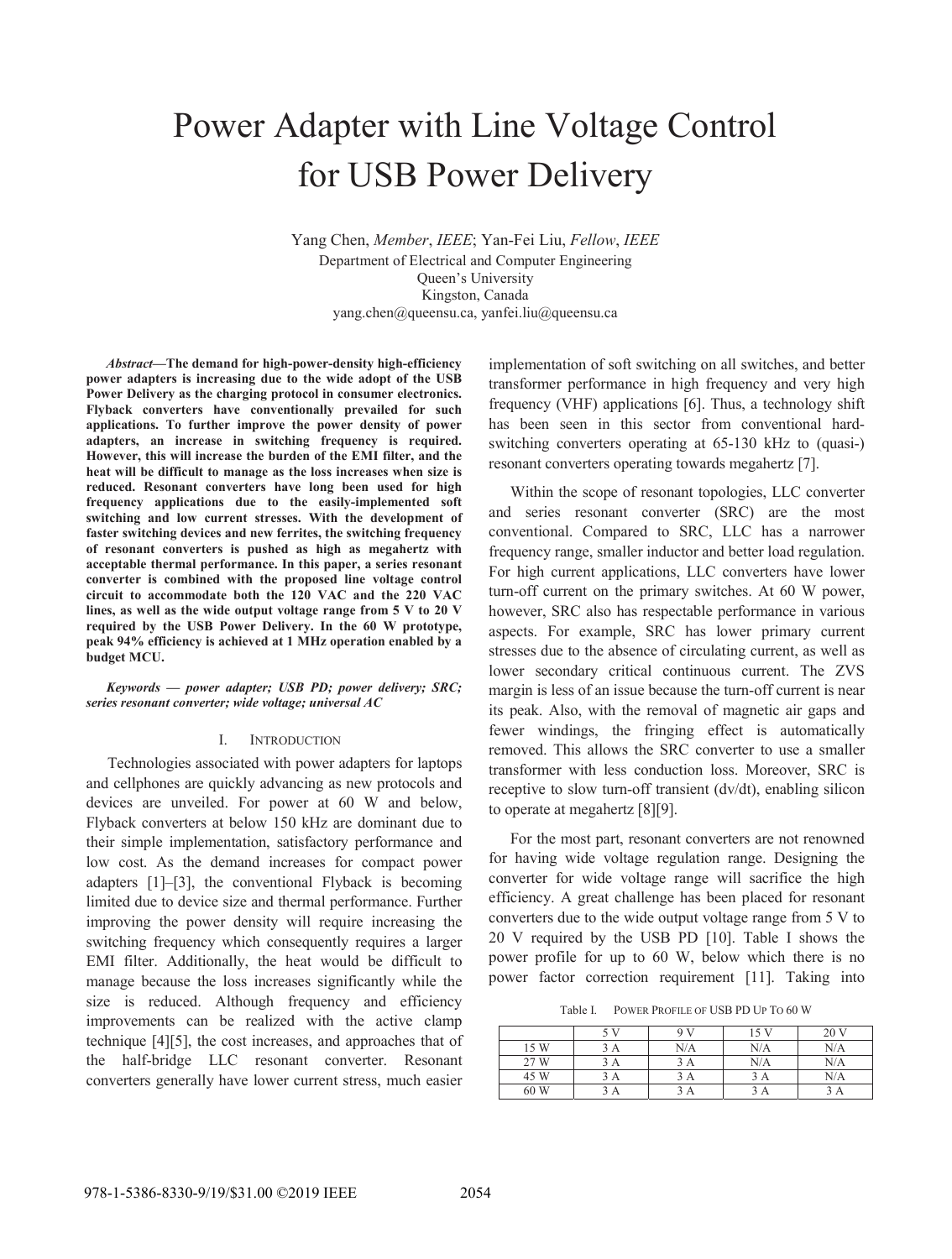# Power Adapter with Line Voltage Control for USB Power Delivery

Yang Chen, *Member*, *IEEE*; Yan-Fei Liu, *Fellow*, *IEEE*
Department of Electrical and Computer Engineering
Queen's University
Kingston, Canada
yang.chen@queensu.ca, yanfei.liu@queensu.ca

***Abstract*—The demand for high-power-density high-efficiency power adapters is increasing due to the wide adopt of the USB Power Delivery as the charging protocol in consumer electronics. Flyback converters have conventionally prevailed for such applications. To further improve the power density of power adapters, an increase in switching frequency is required. However, this will increase the burden of the EMI filter, and the heat will be difficult to manage as the loss increases when size is reduced. Resonant converters have long been used for high frequency applications due to the easily-implemented soft switching and low current stresses. With the development of faster switching devices and new ferrites, the switching frequency of resonant converters is pushed as high as megahertz with acceptable thermal performance. In this paper, a series resonant converter is combined with the proposed line voltage control circuit to accommodate both the 120 VAC and the 220 VAC lines, as well as the wide output voltage range from 5 V to 20 V required by the USB Power Delivery. In the 60 W prototype, peak 94% efficiency is achieved at 1 MHz operation enabled by a budget MCU.**

***Keywords — power adapter; USB PD; power delivery; SRC; series resonant converter; wide voltage; universal AC***

## I. Introduction

Technologies associated with power adapters for laptops and cellphones are quickly advancing as new protocols and devices are unveiled. For power at 60 W and below, Flyback converters at below 150 kHz are dominant due to their simple implementation, satisfactory performance and low cost. As the demand increases for compact power adapters [1]–[3], the conventional Flyback is becoming limited due to device size and thermal performance. Further improving the power density will require increasing the switching frequency which consequently requires a larger EMI filter. Additionally, the heat would be difficult to manage because the loss increases significantly while the size is reduced. Although frequency and efficiency improvements can be realized with the active clamp technique [4][5], the cost increases, and approaches that of the half-bridge LLC resonant converter. Resonant converters generally have lower current stress, much easier implementation of soft switching on all switches, and better transformer performance in high frequency and very high frequency (VHF) applications [6]. Thus, a technology shift has been seen in this sector from conventional hard-switching converters operating at 65-130 kHz to (quasi-) resonant converters operating towards megahertz [7].

Within the scope of resonant topologies, LLC converter and series resonant converter (SRC) are the most conventional. Compared to SRC, LLC has a narrower frequency range, smaller inductor and better load regulation. For high current applications, LLC converters have lower turn-off current on the primary switches. At 60 W power, however, SRC also has respectable performance in various aspects. For example, SRC has lower primary current stresses due to the absence of circulating current, as well as lower secondary critical continuous current. The ZVS margin is less of an issue because the turn-off current is near its peak. Also, with the removal of magnetic air gaps and fewer windings, the fringing effect is automatically removed. This allows the SRC converter to use a smaller transformer with less conduction loss. Moreover, SRC is receptive to slow turn-off transient (dv/dt), enabling silicon to operate at megahertz [8][9].

For the most part, resonant converters are not renowned for having wide voltage regulation range. Designing the converter for wide voltage range will sacrifice the high efficiency. A great challenge has been placed for resonant converters due to the wide output voltage range from 5 V to 20 V required by the USB PD [10]. Table I shows the power profile for up to 60 W, below which there is no power factor correction requirement [11]. Taking into

Table I. Power Profile of USB PD Up To 60 W

| | 5 V | 9 V | 15 V | 20 V |
|---|---|---|---|---|
| 15 W | 3 A | N/A | N/A | N/A |
| 27 W | 3 A | 3 A | N/A | N/A |
| 45 W | 3 A | 3 A | 3 A | N/A |
| 60 W | 3 A | 3 A | 3 A | 3 A |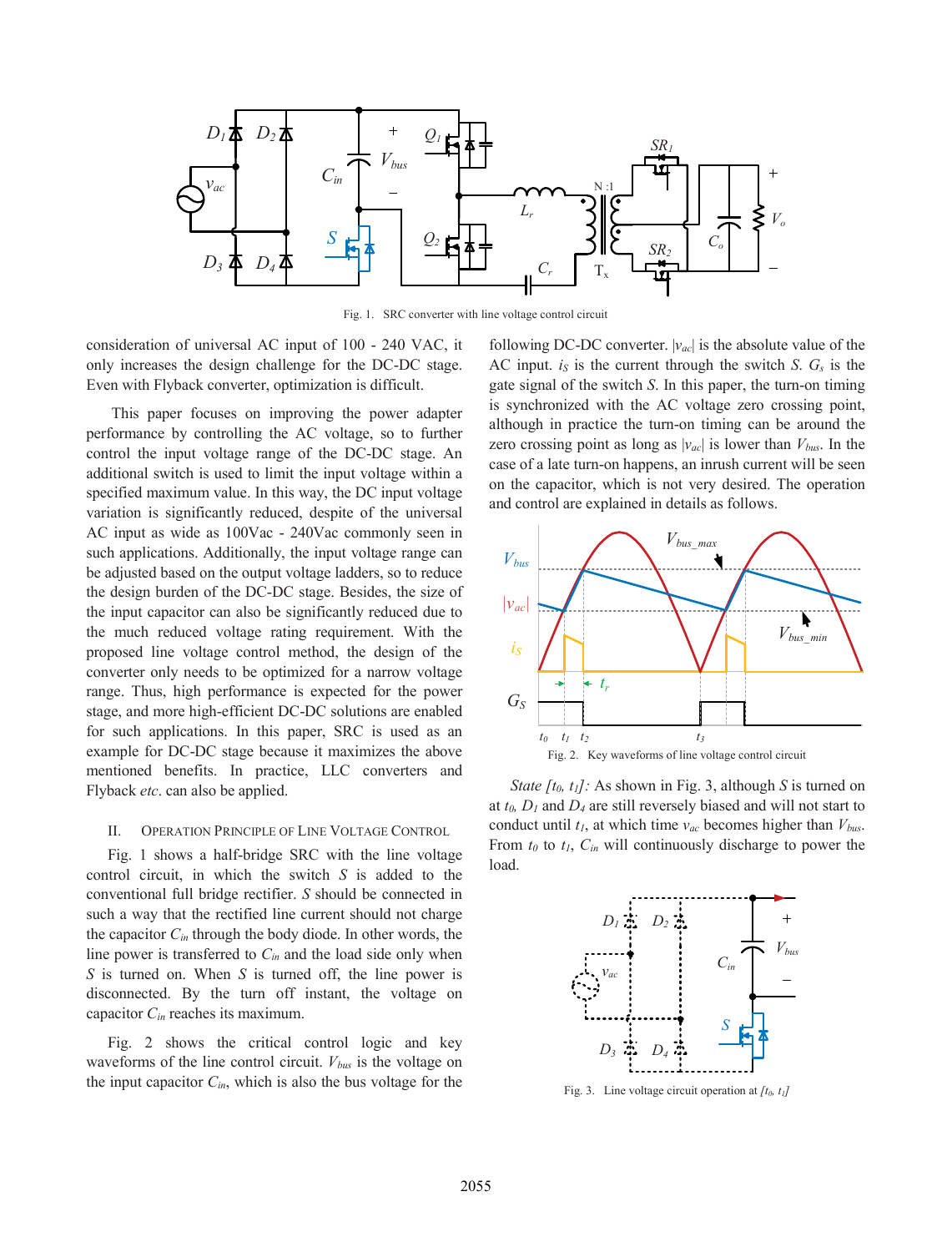Fig. 1. SRC converter with line voltage control circuit

consideration of universal AC input of 100 - 240 VAC, it only increases the design challenge for the DC-DC stage. Even with Flyback converter, optimization is difficult.

This paper focuses on improving the power adapter performance by controlling the AC voltage, so to further control the input voltage range of the DC-DC stage. An additional switch is used to limit the input voltage within a specified maximum value. In this way, the DC input voltage variation is significantly reduced, despite of the universal AC input as wide as 100Vac - 240Vac commonly seen in such applications. Additionally, the input voltage range can be adjusted based on the output voltage ladders, so to reduce the design burden of the DC-DC stage. Besides, the size of the input capacitor can also be significantly reduced due to the much reduced voltage rating requirement. With the proposed line voltage control method, the design of the converter only needs to be optimized for a narrow voltage range. Thus, high performance is expected for the power stage, and more high-efficient DC-DC solutions are enabled for such applications. In this paper, SRC is used as an example for DC-DC stage because it maximizes the above mentioned benefits. In practice, LLC converters and Flyback *etc*. can also be applied.

## II. Operation Principle of Line Voltage Control

Fig. 1 shows a half-bridge SRC with the line voltage control circuit, in which the switch $S$ is added to the conventional full bridge rectifier. $S$ should be connected in such a way that the rectified line current should not charge the capacitor $C_{in}$ through the body diode. In other words, the line power is transferred to $C_{in}$ and the load side only when $S$ is turned on. When $S$ is turned off, the line power is disconnected. By the turn off instant, the voltage on capacitor $C_{in}$ reaches its maximum.

Fig. 2 shows the critical control logic and key waveforms of the line control circuit. $V_{bus}$ is the voltage on the input capacitor $C_{in}$, which is also the bus voltage for the following DC-DC converter. $|v_{ac}|$ is the absolute value of the AC input. $i_S$ is the current through the switch $S$. $G_s$ is the gate signal of the switch $S$. In this paper, the turn-on timing is synchronized with the AC voltage zero crossing point, although in practice the turn-on timing can be around the zero crossing point as long as $|v_{ac}|$ is lower than $V_{bus}$. In the case of a late turn-on happens, an inrush current will be seen on the capacitor, which is not very desired. The operation and control are explained in details as follows.

Fig. 2. Key waveforms of line voltage control circuit

*State [$t_0$, $t_1$]:* As shown in Fig. 3, although $S$ is turned on at $t_0$, $D_1$ and $D_4$ are still reversely biased and will not start to conduct until $t_1$, at which time $v_{ac}$ becomes higher than $V_{bus}$. From $t_0$ to $t_1$, $C_{in}$ will continuously discharge to power the load.

Fig. 3. Line voltage circuit operation at $[t_0, t_1]$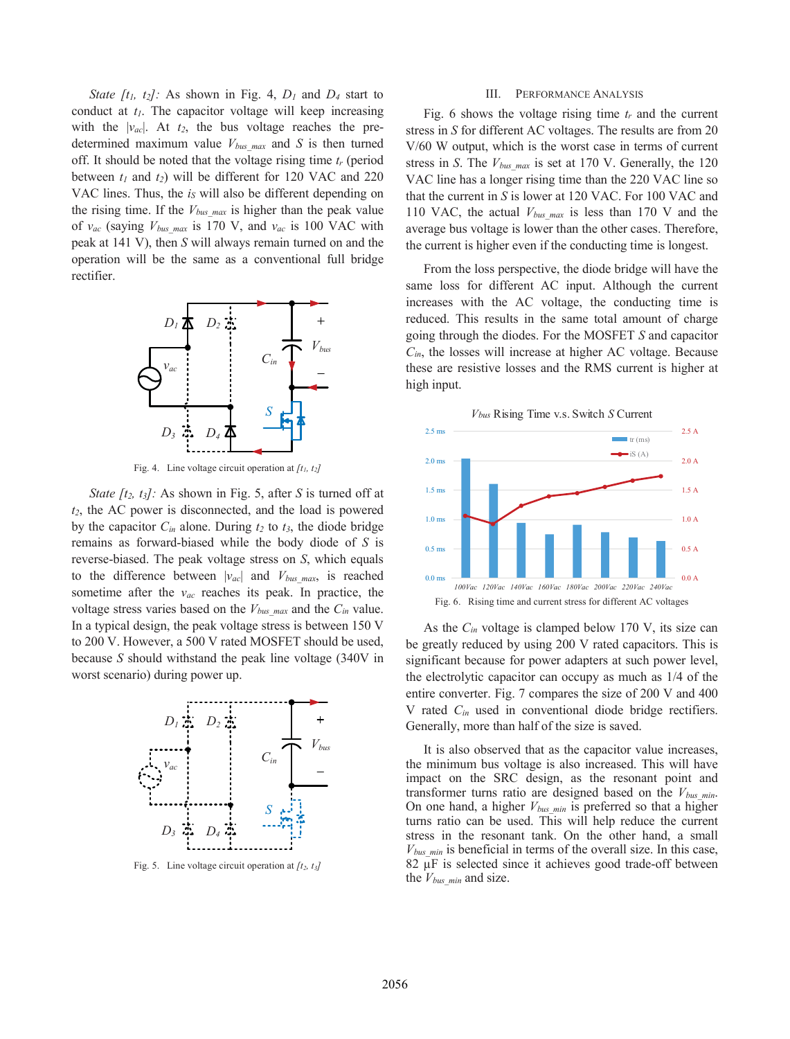*State [$t_1$, $t_2$]:* As shown in Fig. 4, $D_1$ and $D_4$ start to conduct at $t_1$. The capacitor voltage will keep increasing with the $|v_{ac}|$. At $t_2$, the bus voltage reaches the pre-determined maximum value $V_{bus\_max}$ and $S$ is then turned off. It should be noted that the voltage rising time $t_r$ (period between $t_1$ and $t_2$) will be different for 120 VAC and 220 VAC lines. Thus, the $i_S$ will also be different depending on the rising time. If the $V_{bus\_max}$ is higher than the peak value of $v_{ac}$ (saying $V_{bus\_max}$ is 170 V, and $v_{ac}$ is 100 VAC with peak at 141 V), then $S$ will always remain turned on and the operation will be the same as a conventional full bridge rectifier.

Fig. 4. Line voltage circuit operation at [$t_1$, $t_2$]

*State [$t_2$, $t_3$]:* As shown in Fig. 5, after $S$ is turned off at $t_2$, the AC power is disconnected, and the load is powered by the capacitor $C_{in}$ alone. During $t_2$ to $t_3$, the diode bridge remains as forward-biased while the body diode of $S$ is reverse-biased. The peak voltage stress on $S$, which equals to the difference between $|v_{ac}|$ and $V_{bus\_max}$, is reached sometime after the $v_{ac}$ reaches its peak. In practice, the voltage stress varies based on the $V_{bus\_max}$ and the $C_{in}$ value. In a typical design, the peak voltage stress is between 150 V to 200 V. However, a 500 V rated MOSFET should be used, because $S$ should withstand the peak line voltage (340V in worst scenario) during power up.

Fig. 5. Line voltage circuit operation at [$t_2$, $t_3$]

## III. Performance Analysis

Fig. 6 shows the voltage rising time $t_r$ and the current stress in $S$ for different AC voltages. The results are from 20 V/60 W output, which is the worst case in terms of current stress in $S$. The $V_{bus\_max}$ is set at 170 V. Generally, the 120 VAC line has a longer rising time than the 220 VAC line so that the current in $S$ is lower at 120 VAC. For 100 VAC and 110 VAC, the actual $V_{bus\_max}$ is less than 170 V and the average bus voltage is lower than the other cases. Therefore, the current is higher even if the conducting time is longest.

From the loss perspective, the diode bridge will have the same loss for different AC input. Although the current increases with the AC voltage, the conducting time is reduced. This results in the same total amount of charge going through the diodes. For the MOSFET $S$ and capacitor $C_{in}$, the losses will increase at higher AC voltage. Because these are resistive losses and the RMS current is higher at high input.

Fig. 6. Rising time and current stress for different AC voltages

As the $C_{in}$ voltage is clamped below 170 V, its size can be greatly reduced by using 200 V rated capacitors. This is significant because for power adapters at such power level, the electrolytic capacitor can occupy as much as 1/4 of the entire converter. Fig. 7 compares the size of 200 and 400 V rated $C_{in}$ used in conventional diode bridge rectifiers. Generally, more than half of the size is saved.

It is also observed that as the capacitor value increases, the minimum bus voltage is also increased. This will have impact on the SRC design, as the resonant point and transformer turns ratio are designed based on the $V_{bus\_min}$. On one hand, a higher $V_{bus\_min}$ is preferred so that a higher turns ratio can be used. This will help reduce the current stress in the resonant tank. On the other hand, a small $V_{bus\_min}$ is beneficial in terms of the overall size. In this case, 82 µF is selected since it achieves good trade-off between the $V_{bus\_min}$ and size.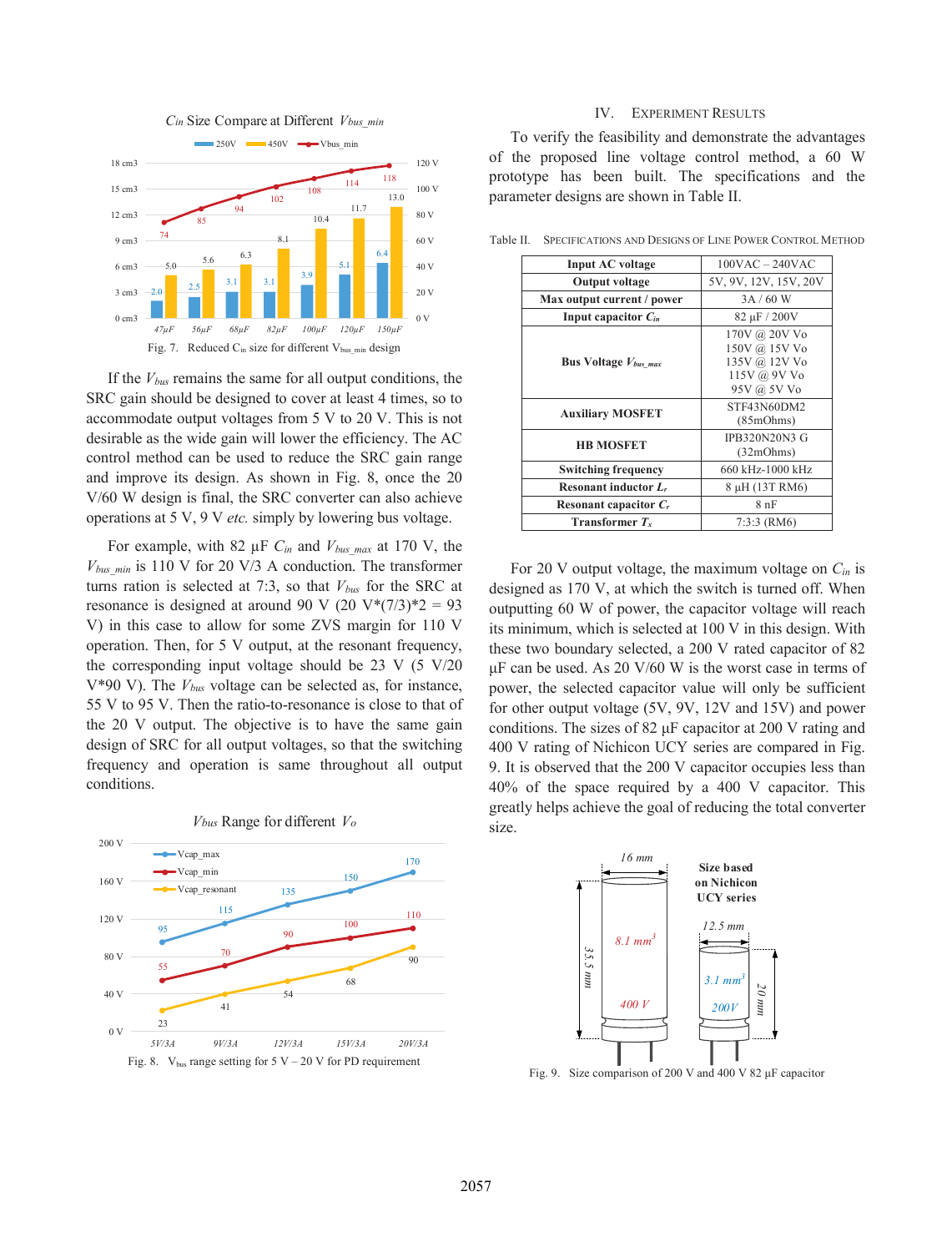Fig. 7. Reduced $C_{in}$ size for different $V_{bus\_min}$ design

If the $V_{bus}$ remains the same for all output conditions, the SRC gain should be designed to cover at least 4 times, so to accommodate output voltages from 5 V to 20 V. This is not desirable as the wide gain will lower the efficiency. The AC control method can be used to reduce the SRC gain range and improve its design. As shown in Fig. 8, once the 20 V/60 W design is final, the SRC converter can also achieve operations at 5 V, 9 V *etc.* simply by lowering bus voltage.

For example, with 82 µF $C_{in}$ and $V_{bus\_max}$ at 170 V, the $V_{bus\_min}$ is 110 V for 20 V/3 A conduction. The transformer turns ration is selected at 7:3, so that $V_{bus}$ for the SRC at resonance is designed at around 90 V (20 V*(7/3)*2 = 93 V) in this case to allow for some ZVS margin for 110 V operation. Then, for 5 V output, at the resonant frequency, the corresponding input voltage should be 23 V (5 V/20 V*90 V). The $V_{bus}$ voltage can be selected as, for instance, 55 V to 95 V. Then the ratio-to-resonance is close to that of the 20 V output. The objective is to have the same gain design of SRC for all output voltages, so that the switching frequency and operation is same throughout all output conditions.

Fig. 8. $V_{bus}$ range setting for 5 V – 20 V for PD requirement

## IV. Experiment Results

To verify the feasibility and demonstrate the advantages of the proposed line voltage control method, a 60 W prototype has been built. The specifications and the parameter designs are shown in Table II.

Table II. Specifications and Designs of Line Power Control Method

| | |
|---|---|
| **Input AC voltage** | 100VAC – 240VAC |
| **Output voltage** | 5V, 9V, 12V, 15V, 20V |
| **Max output current / power** | 3A / 60 W |
| **Input capacitor $C_{in}$** | 82 µF / 200V |
| **Bus Voltage $V_{bus\_max}$** | 170V @ 20V Vo<br>150V @ 15V Vo<br>135V @ 12V Vo<br>115V @ 9V Vo<br>95V @ 5V Vo |
| **Auxiliary MOSFET** | STF43N60DM2 (85mOhms) |
| **HB MOSFET** | IPB320N20N3 G (32mOhms) |
| **Switching frequency** | 660 kHz-1000 kHz |
| **Resonant inductor $L_r$** | 8 µH (13T RM6) |
| **Resonant capacitor $C_r$** | 8 nF |
| **Transformer $T_x$** | 7:3:3 (RM6) |

For 20 V output voltage, the maximum voltage on $C_{in}$ is designed as 170 V, at which the switch is turned off. When outputting 60 W of power, the capacitor voltage will reach its minimum, which is selected at 100 V in this design. With these two boundary selected, a 200 V rated capacitor of 82 µF can be used. As 20 V/60 W is the worst case in terms of power, the selected capacitor value will only be sufficient for other output voltage (5V, 9V, 12V and 15V) and power conditions. The sizes of 82 µF capacitor at 200 V rating and 400 V rating of Nichicon UCY series are compared in Fig. 9. It is observed that the 200 V capacitor occupies less than 40% of the space required by a 400 V capacitor. This greatly helps achieve the goal of reducing the total converter size.

Fig. 9. Size comparison of 200 V and 400 V 82 µF capacitor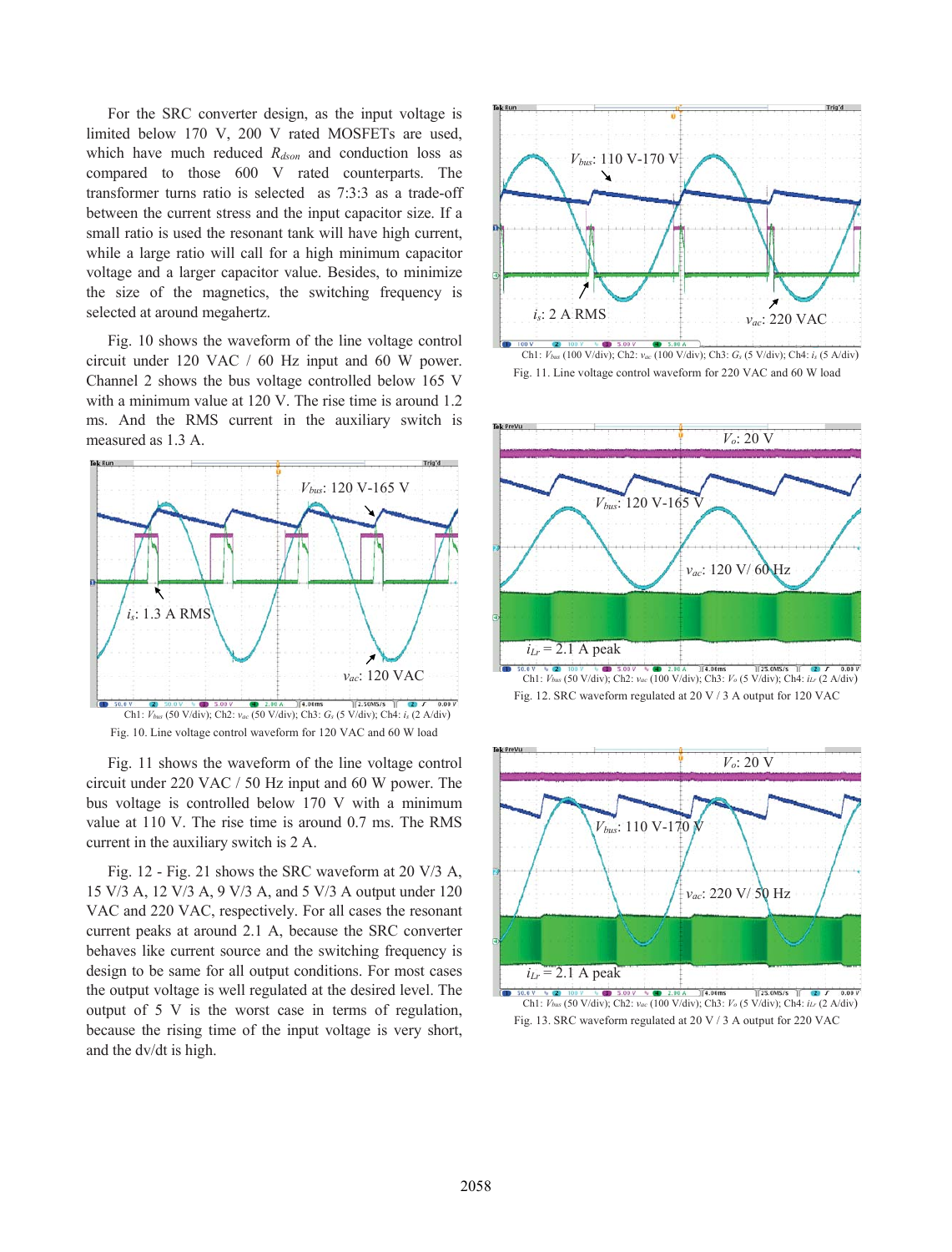For the SRC converter design, as the input voltage is limited below 170 V, 200 V rated MOSFETs are used, which have much reduced $R_{dson}$ and conduction loss as compared to those 600 V rated counterparts. The transformer turns ratio is selected as 7:3:3 as a trade-off between the current stress and the input capacitor size. If a small ratio is used the resonant tank will have high current, while a large ratio will call for a high minimum capacitor voltage and a larger capacitor value. Besides, to minimize the size of the magnetics, the switching frequency is selected at around megahertz.

Fig. 10 shows the waveform of the line voltage control circuit under 120 VAC / 60 Hz input and 60 W power. Channel 2 shows the bus voltage controlled below 165 V with a minimum value at 120 V. The rise time is around 1.2 ms. And the RMS current in the auxiliary switch is measured as 1.3 A.

Ch1: $V_{bus}$ (50 V/div); Ch2: $v_{ac}$ (50 V/div); Ch3: $G_s$ (5 V/div); Ch4: $i_s$ (2 A/div)

Fig. 10. Line voltage control waveform for 120 VAC and 60 W load

Fig. 11 shows the waveform of the line voltage control circuit under 220 VAC / 50 Hz input and 60 W power. The bus voltage is controlled below 170 V with a minimum value at 110 V. The rise time is around 0.7 ms. The RMS current in the auxiliary switch is 2 A.

Fig. 12 - Fig. 21 shows the SRC waveform at 20 V/3 A, 15 V/3 A, 12 V/3 A, 9 V/3 A, and 5 V/3 A output under 120 VAC and 220 VAC, respectively. For all cases the resonant current peaks at around 2.1 A, because the SRC converter behaves like current source and the switching frequency is design to be same for all output conditions. For most cases the output voltage is well regulated at the desired level. The output of 5 V is the worst case in terms of regulation, because the rising time of the input voltage is very short, and the dv/dt is high.

Ch1: $V_{bus}$ (100 V/div); Ch2: $v_{ac}$ (100 V/div); Ch3: $G_s$ (5 V/div); Ch4: $i_s$ (5 A/div)

Fig. 11. Line voltage control waveform for 220 VAC and 60 W load

Ch1: $V_{bus}$ (50 V/div); Ch2: $v_{ac}$ (100 V/div); Ch3: $V_o$ (5 V/div); Ch4: $i_{Lr}$ (2 A/div)

Fig. 12. SRC waveform regulated at 20 V / 3 A output for 120 VAC

Ch1: $V_{bus}$ (50 V/div); Ch2: $v_{ac}$ (100 V/div); Ch3: $V_o$ (5 V/div); Ch4: $i_{Lr}$ (2 A/div)

Fig. 13. SRC waveform regulated at 20 V / 3 A output for 220 VAC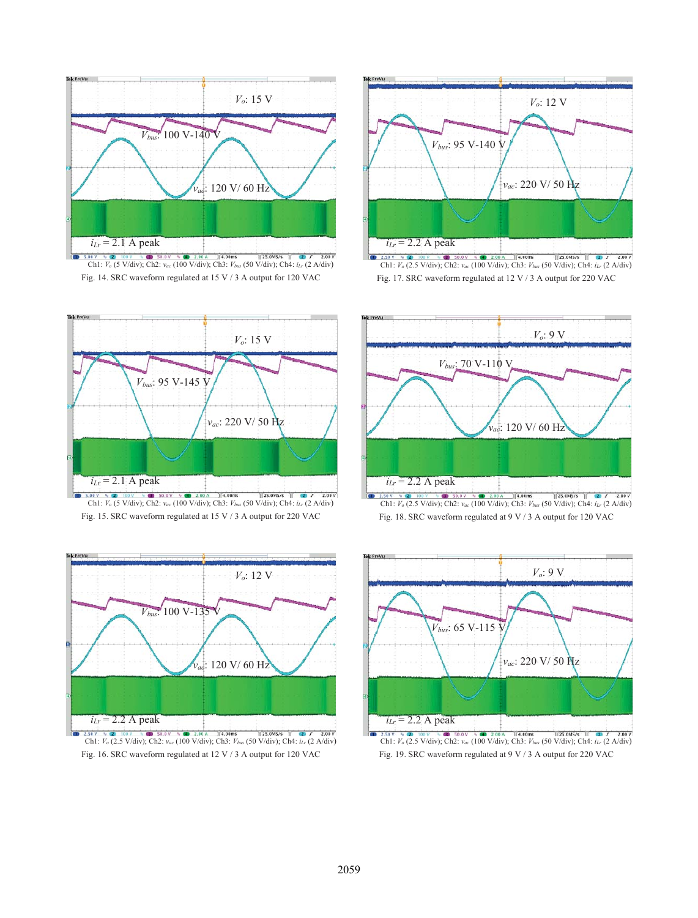Ch1: $V_o$ (5 V/div); Ch2: $v_{ac}$ (100 V/div); Ch3: $V_{bus}$ (50 V/div); Ch4: $i_{Lr}$ (2 A/div)

Fig. 14. SRC waveform regulated at 15 V / 3 A output for 120 VAC

Ch1: $V_o$ (5 V/div); Ch2: $v_{ac}$ (100 V/div); Ch3: $V_{bus}$ (50 V/div); Ch4: $i_{Lr}$ (2 A/div)

Fig. 15. SRC waveform regulated at 15 V / 3 A output for 220 VAC

Ch1: $V_o$ (2.5 V/div); Ch2: $v_{ac}$ (100 V/div); Ch3: $V_{bus}$ (50 V/div); Ch4: $i_{Lr}$ (2 A/div)

Fig. 16. SRC waveform regulated at 12 V / 3 A output for 120 VAC

Ch1: $V_o$ (2.5 V/div); Ch2: $v_{ac}$ (100 V/div); Ch3: $V_{bus}$ (50 V/div); Ch4: $i_{Lr}$ (2 A/div)

Fig. 17. SRC waveform regulated at 12 V / 3 A output for 220 VAC

Ch1: $V_o$ (2.5 V/div); Ch2: $v_{ac}$ (100 V/div); Ch3: $V_{bus}$ (50 V/div); Ch4: $i_{Lr}$ (2 A/div)

Fig. 18. SRC waveform regulated at 9 V / 3 A output for 120 VAC

Ch1: $V_o$ (2.5 V/div); Ch2: $v_{ac}$ (100 V/div); Ch3: $V_{bus}$ (50 V/div); Ch4: $i_{Lr}$ (2 A/div)

Fig. 19. SRC waveform regulated at 9 V / 3 A output for 220 VAC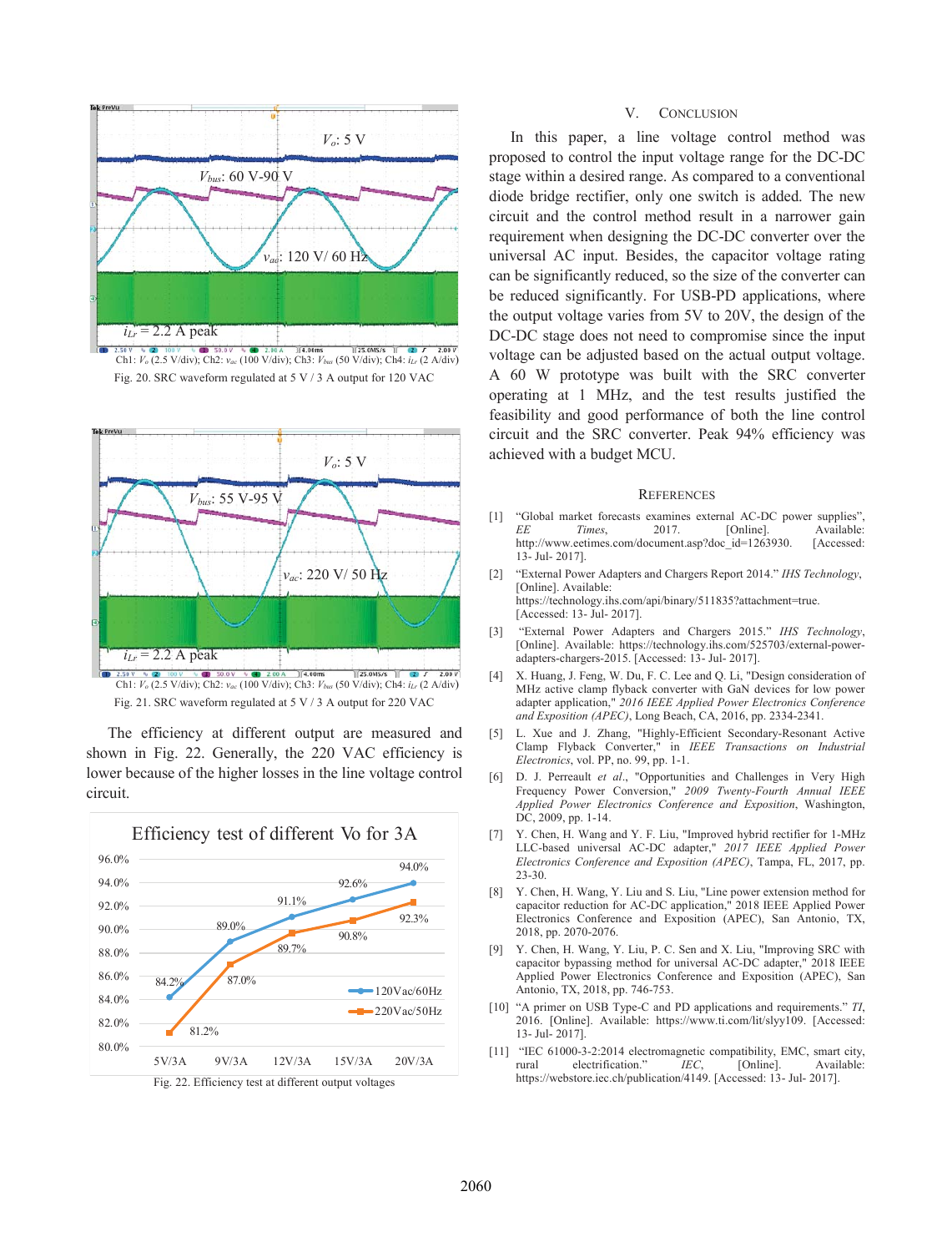$V_o$: 5 V

$V_{bus}$: 60 V-90 V

$v_{ac}$: 120 V/ 60 Hz

$i_{Lr}$ = 2.2 A peak

Ch1: $V_o$ (2.5 V/div); Ch2: $v_{ac}$ (100 V/div); Ch3: $V_{bus}$ (50 V/div); Ch4: $i_{Lr}$ (2 A/div)

Fig. 20. SRC waveform regulated at 5 V / 3 A output for 120 VAC

$V_o$: 5 V

$V_{bus}$: 55 V-95 V

$v_{ac}$: 220 V/ 50 Hz

$i_{Lr}$ = 2.2 A peak

Ch1: $V_o$ (2.5 V/div); Ch2: $v_{ac}$ (100 V/div); Ch3: $V_{bus}$ (50 V/div); Ch4: $i_{Lr}$ (2 A/div)

Fig. 21. SRC waveform regulated at 5 V / 3 A output for 220 VAC

The efficiency at different output are measured and shown in Fig. 22. Generally, the 220 VAC efficiency is lower because of the higher losses in the line voltage control circuit.

Efficiency test of different Vo for 3A

96.0%
94.0%
92.0%
90.0%
88.0%
86.0%
84.0%
82.0%
80.0%

5V/3A
9V/3A
12V/3A
15V/3A
20V/3A

84.2%
89.0%
91.1%
92.6%
94.0%
81.2%
87.0%
89.7%
90.8%
92.3%

120Vac/60Hz
220Vac/50Hz

Fig. 22. Efficiency test at different output voltages

## V. Conclusion

In this paper, a line voltage control method was proposed to control the input voltage range for the DC-DC stage within a desired range. As compared to a conventional diode bridge rectifier, only one switch is added. The new circuit and the control method result in a narrower gain requirement when designing the DC-DC converter over the universal AC input. Besides, the capacitor voltage rating can be significantly reduced, so the size of the converter can be reduced significantly. For USB-PD applications, where the output voltage varies from 5V to 20V, the design of the DC-DC stage does not need to compromise since the input voltage can be adjusted based on the actual output voltage. A 60 W prototype was built with the SRC converter operating at 1 MHz, and the test results justified the feasibility and good performance of both the line control circuit and the SRC converter. Peak 94% efficiency was achieved with a budget MCU.

## References

[1] "Global market forecasts examines external AC-DC power supplies", *EE Times*, 2017. [Online]. Available: http://www.eetimes.com/document.asp?doc_id=1263930. [Accessed: 13- Jul- 2017].

[2] "External Power Adapters and Chargers Report 2014." *IHS Technology*, [Online]. Available: https://technology.ihs.com/api/binary/511835?attachment=true. [Accessed: 13- Jul- 2017].

[3] "External Power Adapters and Chargers 2015." *IHS Technology*, [Online]. Available: https://technology.ihs.com/525703/external-power-adapters-chargers-2015. [Accessed: 13- Jul- 2017].

[4] X. Huang, J. Feng, W. Du, F. C. Lee and Q. Li, "Design consideration of MHz active clamp flyback converter with GaN devices for low power adapter application," *2016 IEEE Applied Power Electronics Conference and Exposition (APEC)*, Long Beach, CA, 2016, pp. 2334-2341.

[5] L. Xue and J. Zhang, "Highly-Efficient Secondary-Resonant Active Clamp Flyback Converter," in *IEEE Transactions on Industrial Electronics*, vol. PP, no. 99, pp. 1-1.

[6] D. J. Perreault *et al.*, "Opportunities and Challenges in Very High Frequency Power Conversion," *2009 Twenty-Fourth Annual IEEE Applied Power Electronics Conference and Exposition*, Washington, DC, 2009, pp. 1-14.

[7] Y. Chen, H. Wang and Y. F. Liu, "Improved hybrid rectifier for 1-MHz LLC-based universal AC-DC adapter," *2017 IEEE Applied Power Electronics Conference and Exposition (APEC)*, Tampa, FL, 2017, pp. 23-30.

[8] Y. Chen, H. Wang, Y. Liu and S. Liu, "Line power extension method for capacitor reduction for AC-DC application," 2018 IEEE Applied Power Electronics Conference and Exposition (APEC), San Antonio, TX, 2018, pp. 2070-2076.

[9] Y. Chen, H. Wang, Y. Liu, P. C. Sen and X. Liu, "Improving SRC with capacitor bypassing method for universal AC-DC adapter," 2018 IEEE Applied Power Electronics Conference and Exposition (APEC), San Antonio, TX, 2018, pp. 746-753.

[10] "A primer on USB Type-C and PD applications and requirements." *TI*, 2016. [Online]. Available: https://www.ti.com/lit/slyy109. [Accessed: 13- Jul- 2017].

[11] "IEC 61000-3-2:2014 electromagnetic compatibility, EMC, smart city, rural electrification." *IEC*, [Online]. Available: https://webstore.iec.ch/publication/4149. [Accessed: 13- Jul- 2017].